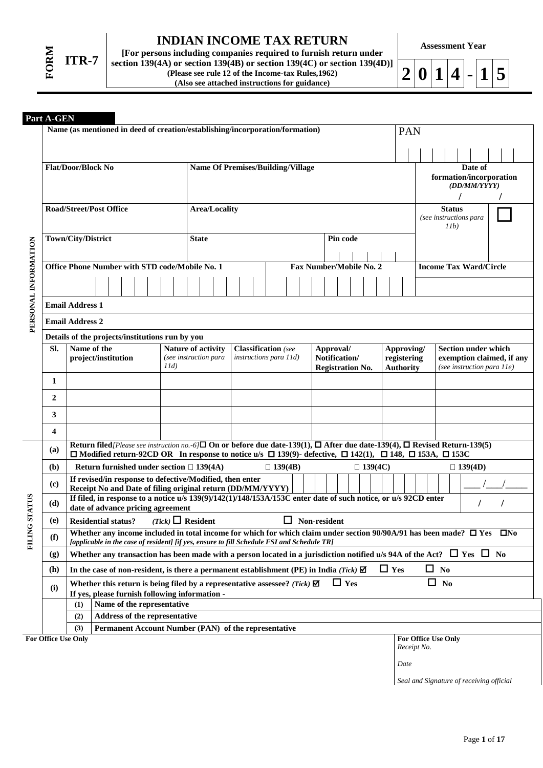# FORM ITR-7

## INDIAN INCOME TAX RETURN

**[For persons including companies required to furnish return under section 139(4A) or section 139(4B) or section 139(4C) or section 139(4D)]**

**(Please see rule 12 of the Income-tax Rules,1962)**

**(Also see attached instructions for guidance)**

**Assessment Year** **2014-15**

### Part A-GEN

**PERSONAL INFORMATION**

| Name (as mentioned in deed of creation/establishing/incorporation/formation) | | | PAN |
|---|---|---|---|
| | | | |
| **Flat/Door/Block No** | **Name Of Premises/Building/Village** | | **Date of formation/incorporation** *(DD/MM/YYYY)* / / |
| **Road/Street/Post Office** | **Area/Locality** | | **Status** *(see instructions para 11b)* |
| **Town/City/District** | **State** | **Pin code** | |
| **Office Phone Number with STD code/Mobile No. 1** | | **Fax Number/Mobile No. 2** | **Income Tax Ward/Circle** |
| | | | |
| **Email Address 1** | | | |
| **Email Address 2** | | | |

**Details of the projects/institutions run by you**

| Sl. | Name of the project/institution | Nature of activity *(see instruction para 11d)* | Classification *(see instructions para 11d)* | Approval/ Notification/ Registration No. | Approving/ registering Authority | Section under which exemption claimed, if any *(see instruction para 11e)* |
|---|---|---|---|---|---|---|
| 1 | | | | | | |
| 2 | | | | | | |
| 3 | | | | | | |
| 4 | | | | | | |

**FILING STATUS**

| | |
|---|---|
| (a) | **Return filed**[*Please see instruction no.-6*] ☐ **On or before due date-139(1),** ☐ **After due date-139(4),** ☐ **Revised Return-139(5)** ☐ **Modified return-92CD OR In response to notice u/s** ☐ **139(9)- defective,** ☐ **142(1),** ☐ **148,** ☐ **153A,** ☐ **153C** |
| (b) | **Return furnished under section** ☐ **139(4A)** ☐ **139(4B)** ☐ **139(4C)** ☐ **139(4D)** |
| (c) | **If revised/in response to defective/Modified, then enter Receipt No and Date of filing original return (DD/MM/YYYY)** ___/___/_____ |
| (d) | **If filed, in response to a notice u/s 139(9)/142(1)/148/153A/153C enter date of such notice, or u/s 92CD enter date of advance pricing agreement** / / |
| (e) | **Residential status?** *(Tick)* ☐ **Resident** ☐ **Non-resident** |
| (f) | **Whether any income included in total income for which for which claim under section 90/90A/91 has been made?** ☐ **Yes** ☐ **No** *[applicable in the case of resident] [if yes, ensure to fill Schedule FSI and Schedule TR]* |
| (g) | **Whether any transaction has been made with a person located in a jurisdiction notified u/s 94A of the Act?** ☐ **Yes** ☐ **No** |
| (h) | **In the case of non-resident, is there a permanent establishment (PE) in India** *(Tick)* ☑ ☐ **Yes** ☐ **No** |
| (i) | **Whether this return is being filed by a representative assessee?** *(Tick)* ☑ ☐ **Yes** ☐ **No** **If yes, please furnish following information -** |
| | (1) **Name of the representative** |
| | (2) **Address of the representative** |
| | (3) **Permanent Account Number (PAN) of the representative** |

| For Office Use Only | For Office Use Only |
|---|---|
| | *Receipt No.* |
| | *Date* |
| | *Seal and Signature of receiving official* |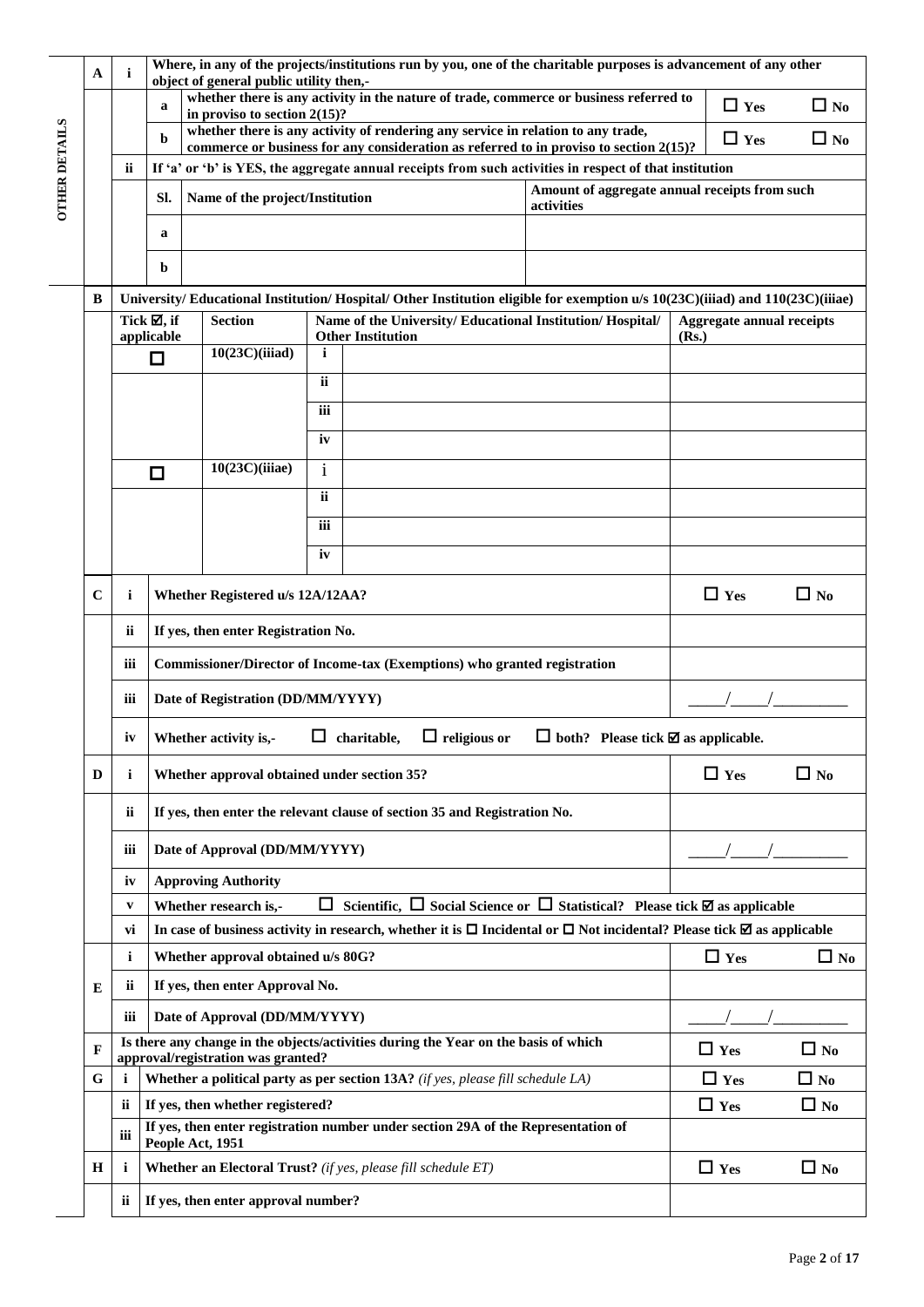**OTHER DETAILS**

| | | | | | |
|---|---|---|---|---|---|
| **A** | **i** | **Where, in any of the projects/institutions run by you, one of the charitable purposes is advancement of any other object of general public utility then,-** | | | |
| | | **a** | **whether there is any activity in the nature of trade, commerce or business referred to in proviso to section 2(15)?** | ☐ **Yes** | ☐ **No** |
| | | **b** | **whether there is any activity of rendering any service in relation to any trade, commerce or business for any consideration as referred to in proviso to section 2(15)?** | ☐ **Yes** | ☐ **No** |
| | **ii** | **If 'a' or 'b' is YES, the aggregate annual receipts from such activities in respect of that institution** | | | |

| Sl. | Name of the project/Institution | Amount of aggregate annual receipts from such activities |
|---|---|---|
| **a** | | |
| **b** | | |

**B** **University/ Educational Institution/ Hospital/ Other Institution eligible for exemption u/s 10(23C)(iiiad) and 110(23C)(iiiae)**

| Tick ☑, if applicable | Section | | Name of the University/ Educational Institution/ Hospital/ Other Institution | Aggregate annual receipts (Rs.) |
|---|---|---|---|---|
| ☐ | 10(23C)(iiiad) | i | | |
| | | ii | | |
| | | iii | | |
| | | iv | | |
| ☐ | 10(23C)(iiiae) | i | | |
| | | ii | | |
| | | iii | | |
| | | iv | | |

| | | | | |
|---|---|---|---|---|
| **C** | **i** | **Whether Registered u/s 12A/12AA?** | ☐ **Yes** | ☐ **No** |
| | **ii** | **If yes, then enter Registration No.** | | |
| | **iii** | **Commissioner/Director of Income-tax (Exemptions) who granted registration** | | |
| | **iii** | **Date of Registration (DD/MM/YYYY)** | \_\_\_\_/\_\_\_\_/\_\_\_\_\_\_\_\_ | |
| | **iv** | **Whether activity is,-** ☐ **charitable,** ☐ **religious or** ☐ **both? Please tick ☑ as applicable.** | | |
| **D** | **i** | **Whether approval obtained under section 35?** | ☐ **Yes** | ☐ **No** |
| | **ii** | **If yes, then enter the relevant clause of section 35 and Registration No.** | | |
| | **iii** | **Date of Approval (DD/MM/YYYY)** | \_\_\_\_/\_\_\_\_/\_\_\_\_\_\_\_\_ | |
| | **iv** | **Approving Authority** | | |
| | **v** | **Whether research is,-** ☐ **Scientific,** ☐ **Social Science or** ☐ **Statistical? Please tick ☑ as applicable** | | |
| | **vi** | **In case of business activity in research, whether it is ☐ Incidental or ☐ Not incidental? Please tick ☑ as applicable** | | |
| **E** | **i** | **Whether approval obtained u/s 80G?** | ☐ **Yes** | ☐ **No** |
| | **ii** | **If yes, then enter Approval No.** | | |
| | **iii** | **Date of Approval (DD/MM/YYYY)** | \_\_\_\_/\_\_\_\_/\_\_\_\_\_\_\_\_ | |
| **F** | | **Is there any change in the objects/activities during the Year on the basis of which approval/registration was granted?** | ☐ **Yes** | ☐ **No** |
| **G** | **i** | **Whether a political party as per section 13A?** *(if yes, please fill schedule LA)* | ☐ **Yes** | ☐ **No** |
| | **ii** | **If yes, then whether registered?** | ☐ **Yes** | ☐ **No** |
| | **iii** | **If yes, then enter registration number under section 29A of the Representation of People Act, 1951** | | |
| **H** | **i** | **Whether an Electoral Trust?** *(if yes, please fill schedule ET)* | ☐ **Yes** | ☐ **No** |
| | **ii** | **If yes, then enter approval number?** | | |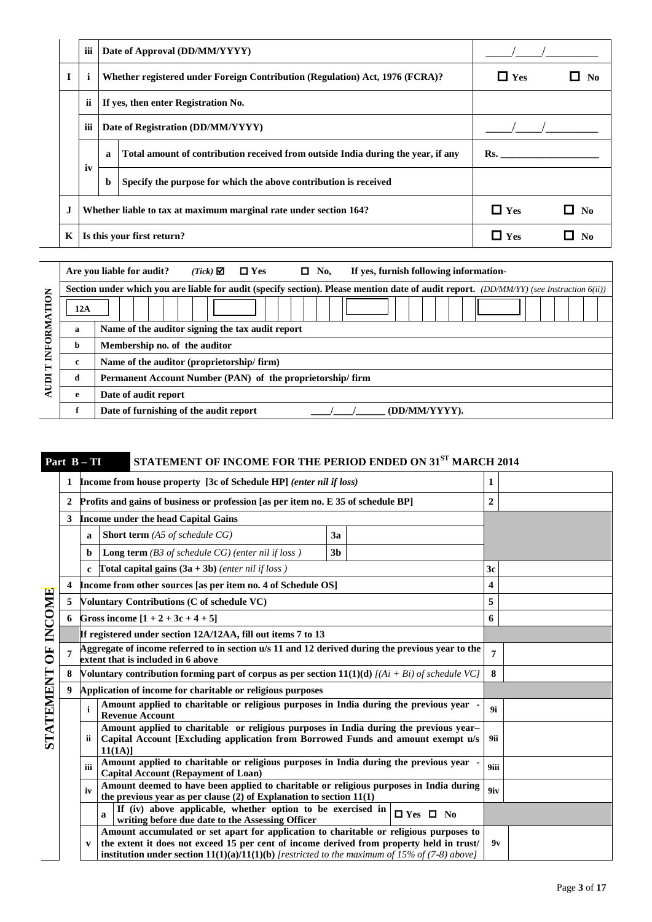| | | | | |
|---|---|---|---|---|
| | iii | Date of Approval (DD/MM/YYYY) | | _____/_____/__________ |
| I | i | Whether registered under Foreign Contribution (Regulation) Act, 1976 (FCRA)? | | ☐ Yes ☐ No |
| | ii | If yes, then enter Registration No. | | |
| | iii | Date of Registration (DD/MM/YYYY) | | _____/_____/__________ |
| | iv | a | Total amount of contribution received from outside India during the year, if any | Rs. ____________________ |
| | | b | Specify the purpose for which the above contribution is received | |
| J | Whether liable to tax at maximum marginal rate under section 164? | | | ☐ Yes ☐ No |
| K | Is this your first return? | | | ☐ Yes ☐ No |

**AUDIT INFORMATION**

| | |
|---|---|
| Are you liable for audit? *(Tick)* ☑ ☐ Yes ☐ No, If yes, furnish following information- | |
| Section under which you are liable for audit (specify section). Please mention date of audit report. *(DD/MM/YY) (see Instruction 6(ii))* | |
| 12A | |
| a | Name of the auditor signing the tax audit report |
| b | Membership no. of the auditor |
| c | Name of the auditor (proprietorship/ firm) |
| d | Permanent Account Number (PAN) of the proprietorship/ firm |
| e | Date of audit report |
| f | Date of furnishing of the audit report ____/____/______ (DD/MM/YYYY). |

## Part B – TI STATEMENT OF INCOME FOR THE PERIOD ENDED ON 31[ST] MARCH 2014

**STATEMENT OF INCOME**

| | | | | | |
|---|---|---|---|---|---|
| 1 | Income from house property [3c of Schedule HP] *(enter nil if loss)* | | | 1 | |
| 2 | Profits and gains of business or profession [as per item no. E 35 of schedule BP] | | | 2 | |
| 3 | Income under the head Capital Gains | | | | |
| | a | **Short term** *(A5 of schedule CG)* | 3a | | |
| | b | **Long term** *(B3 of schedule CG) (enter nil if loss )* | 3b | | |
| | c | Total capital gains (3a + 3b) *(enter nil if loss )* | | 3c | |
| 4 | Income from other sources [as per item no. 4 of Schedule OS] | | | 4 | |
| 5 | Voluntary Contributions (C of schedule VC) | | | 5 | |
| 6 | Gross income [1 + 2 + 3c + 4 + 5] | | | 6 | |
| | If registered under section 12A/12AA, fill out items 7 to 13 | | | | |
| 7 | Aggregate of income referred to in section u/s 11 and 12 derived during the previous year to the extent that is included in 6 above | | | 7 | |
| 8 | Voluntary contribution forming part of corpus as per section 11(1)(d) *[(Ai + Bi) of schedule VC]* | | | 8 | |
| 9 | Application of income for charitable or religious purposes | | | | |
| | i | Amount applied to charitable or religious purposes in India during the previous year - Revenue Account | | 9i | |
| | ii | Amount applied to charitable or religious purposes in India during the previous year– Capital Account [Excluding application from Borrowed Funds and amount exempt u/s 11(1A)] | | 9ii | |
| | iii | Amount applied to charitable or religious purposes in India during the previous year - Capital Account (Repayment of Loan) | | 9iii | |
| | iv | Amount deemed to have been applied to charitable or religious purposes in India during the previous year as per clause (2) of Explanation to section 11(1) | | 9iv | |
| | | a. If (iv) above applicable, whether option to be exercised in writing before due date to the Assessing Officer | ☐ Yes ☐ No | | |
| | v | Amount accumulated or set apart for application to charitable or religious purposes to the extent it does not exceed 15 per cent of income derived from property held in trust/ institution under section 11(1)(a)/11(1)(b) *[restricted to the maximum of 15% of (7-8) above]* | | 9v | |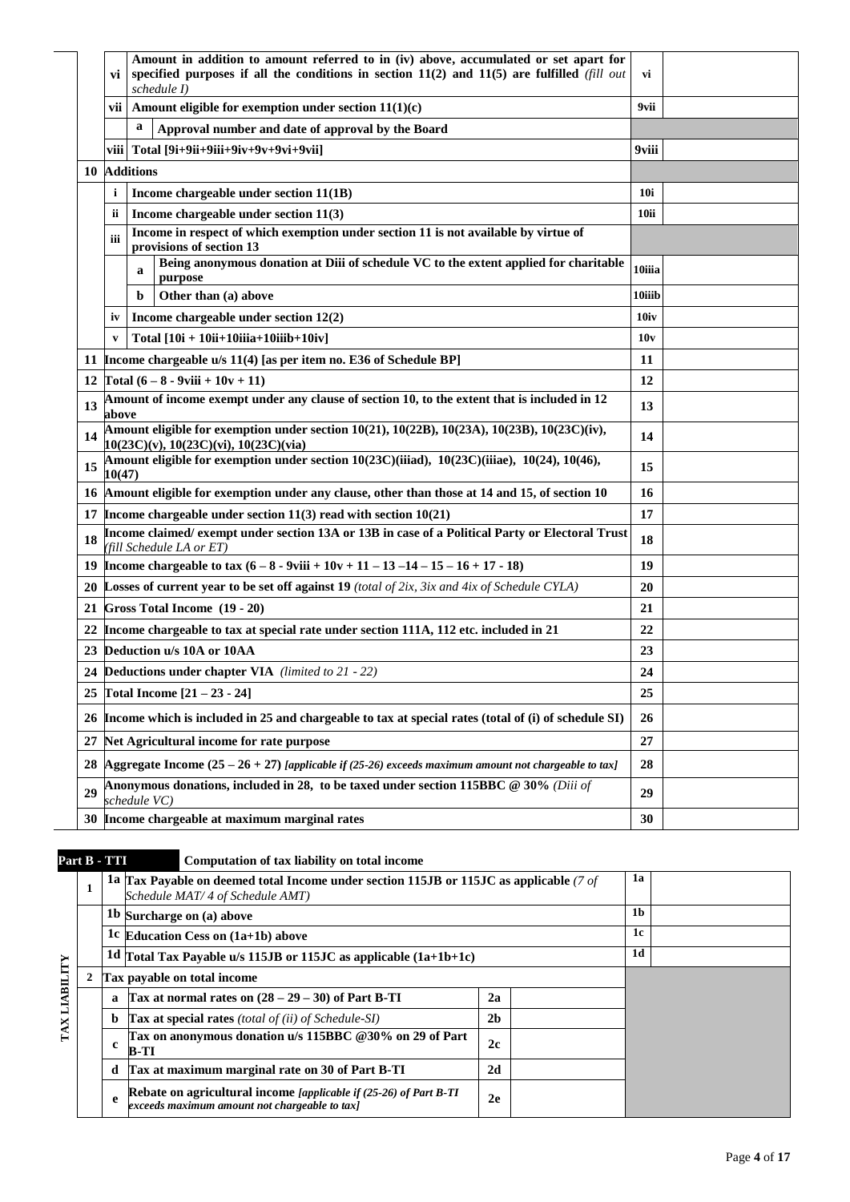| | | | | | |
|---|---|---|---|---|---|
| | vi | | Amount in addition to amount referred to in (iv) above, accumulated or set apart for specified purposes if all the conditions in section 11(2) and 11(5) are fulfilled *(fill out schedule I)* | vi | |
| | vii | | Amount eligible for exemption under section 11(1)(c) | 9vii | |
| | | a | Approval number and date of approval by the Board | | |
| | viii | | Total [9i+9ii+9iii+9iv+9v+9vi+9vii] | 9viii | |
| 10 | Additions | | | | |
| | i | | Income chargeable under section 11(1B) | 10i | |
| | ii | | Income chargeable under section 11(3) | 10ii | |
| | iii | | Income in respect of which exemption under section 11 is not available by virtue of provisions of section 13 | | |
| | | a | Being anonymous donation at Diii of schedule VC to the extent applied for charitable purpose | 10iiia | |
| | | b | Other than (a) above | 10iiib | |
| | iv | | Income chargeable under section 12(2) | 10iv | |
| | v | | Total [10i + 10ii+10iiia+10iiib+10iv] | 10v | |
| 11 | Income chargeable u/s 11(4) [as per item no. E36 of Schedule BP] | | | 11 | |
| 12 | Total (6 – 8 - 9viii + 10v + 11) | | | 12 | |
| 13 | Amount of income exempt under any clause of section 10, to the extent that is included in 12 above | | | 13 | |
| 14 | Amount eligible for exemption under section 10(21), 10(22B), 10(23A), 10(23B), 10(23C)(iv), 10(23C)(v), 10(23C)(vi), 10(23C)(via) | | | 14 | |
| 15 | Amount eligible for exemption under section 10(23C)(iiiad), 10(23C)(iiiae), 10(24), 10(46), 10(47) | | | 15 | |
| 16 | Amount eligible for exemption under any clause, other than those at 14 and 15, of section 10 | | | 16 | |
| 17 | Income chargeable under section 11(3) read with section 10(21) | | | 17 | |
| 18 | Income claimed/ exempt under section 13A or 13B in case of a Political Party or Electoral Trust *(fill Schedule LA or ET)* | | | 18 | |
| 19 | Income chargeable to tax (6 – 8 - 9viii + 10v + 11 – 13 –14 – 15 – 16 + 17 - 18) | | | 19 | |
| 20 | Losses of current year to be set off against 19 *(total of 2ix, 3ix and 4ix of Schedule CYLA)* | | | 20 | |
| 21 | Gross Total Income (19 - 20) | | | 21 | |
| 22 | Income chargeable to tax at special rate under section 111A, 112 etc. included in 21 | | | 22 | |
| 23 | Deduction u/s 10A or 10AA | | | 23 | |
| 24 | Deductions under chapter VIA *(limited to 21 - 22)* | | | 24 | |
| 25 | Total Income [21 – 23 - 24] | | | 25 | |
| 26 | Income which is included in 25 and chargeable to tax at special rates (total of (i) of schedule SI) | | | 26 | |
| 27 | Net Agricultural income for rate purpose | | | 27 | |
| 28 | Aggregate Income (25 – 26 + 27) *[applicable if (25-26) exceeds maximum amount not chargeable to tax]* | | | 28 | |
| 29 | Anonymous donations, included in 28, to be taxed under section 115BBC @ 30% *(Diii of schedule VC)* | | | 29 | |
| 30 | Income chargeable at maximum marginal rates | | | 30 | |

**Part B - TTI** **Computation of tax liability on total income**

| TAX LIABILITY | | | | | |
|---|---|---|---|---|---|
| 1 | 1a | Tax Payable on deemed total Income under section 115JB or 115JC as applicable *(7 of Schedule MAT/ 4 of Schedule AMT)* | | 1a | |
| | 1b | Surcharge on (a) above | | 1b | |
| | 1c | Education Cess on (1a+1b) above | | 1c | |
| | 1d | Total Tax Payable u/s 115JB or 115JC as applicable (1a+1b+1c) | | 1d | |
| 2 | Tax payable on total income | | | | |
| | a | Tax at normal rates on (28 – 29 – 30) of Part B-TI | 2a | | |
| | b | Tax at special rates *(total of (ii) of Schedule-SI)* | 2b | | |
| | c | Tax on anonymous donation u/s 115BBC @30% on 29 of Part B-TI | 2c | | |
| | d | Tax at maximum marginal rate on 30 of Part B-TI | 2d | | |
| | e | Rebate on agricultural income *[applicable if (25-26) of Part B-TI exceeds maximum amount not chargeable to tax]* | 2e | | |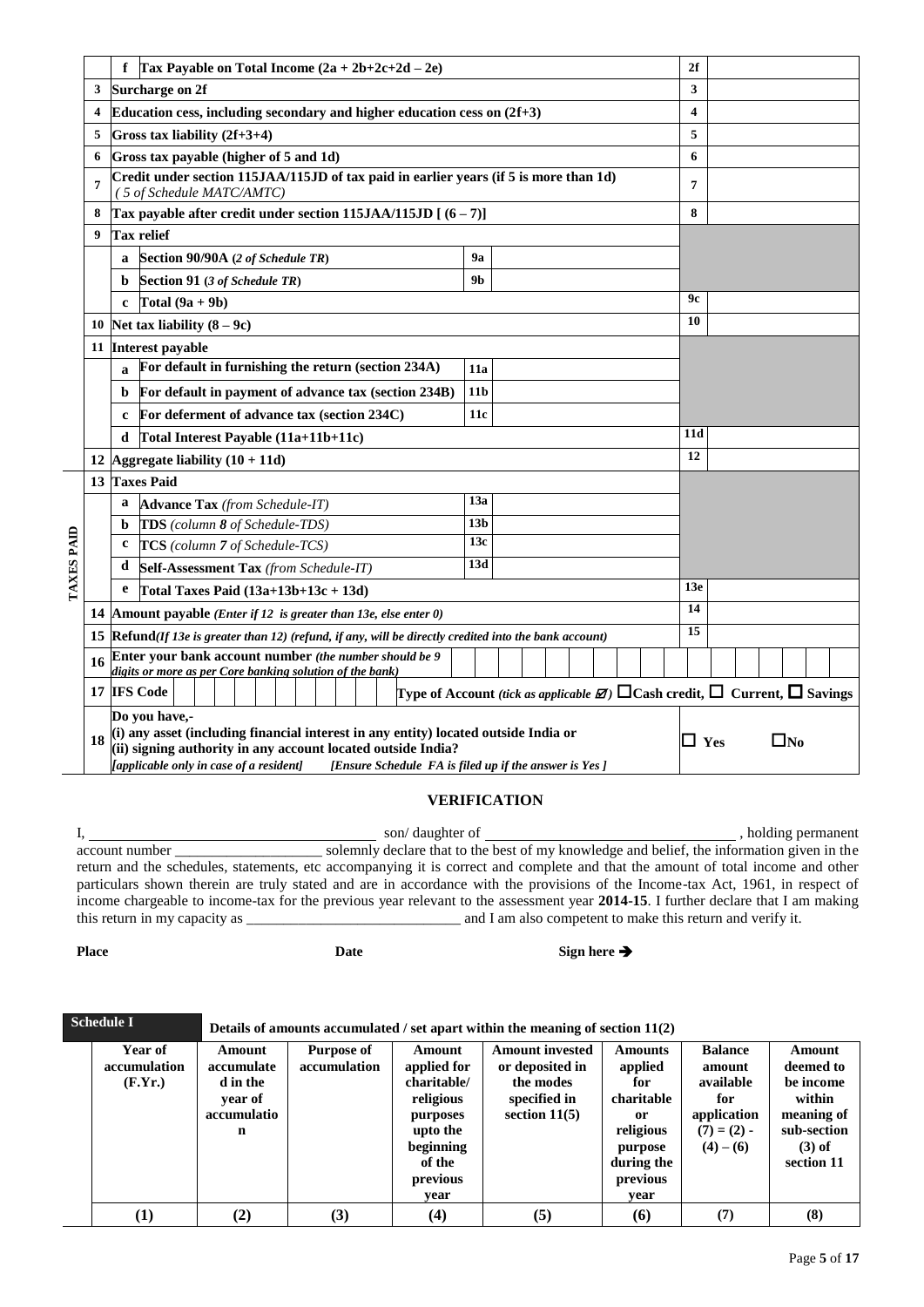| | | | | | |
|---|---|---|---|---|---|
| | f | Tax Payable on Total Income (2a + 2b+2c+2d – 2e) | | 2f | |
| 3 | Surcharge on 2f | | | 3 | |
| 4 | Education cess, including secondary and higher education cess on (2f+3) | | | 4 | |
| 5 | Gross tax liability (2f+3+4) | | | 5 | |
| 6 | Gross tax payable (higher of 5 and 1d) | | | 6 | |
| 7 | Credit under section 115JAA/115JD of tax paid in earlier years (if 5 is more than 1d) *( 5 of Schedule MATC/AMTC)* | | | 7 | |
| 8 | Tax payable after credit under section 115JAA/115JD [ (6 – 7)] | | | 8 | |
| 9 | Tax relief | | | | |
| | a | Section 90/90A (*2 of Schedule TR*) | 9a | | |
| | b | Section 91 (*3 of Schedule TR*) | 9b | | |
| | c | Total (9a + 9b) | | 9c | |
| 10 | Net tax liability (8 – 9c) | | | 10 | |
| 11 | Interest payable | | | | |
| | a | For default in furnishing the return (section 234A) | 11a | | |
| | b | For default in payment of advance tax (section 234B) | 11b | | |
| | c | For deferment of advance tax (section 234C) | 11c | | |
| | d | Total Interest Payable (11a+11b+11c) | | 11d | |
| 12 | Aggregate liability (10 + 11d) | | | 12 | |
| 13 | Taxes Paid (TAXES PAID) | | | | |
| | a | Advance Tax *(from Schedule-IT)* | 13a | | |
| | b | TDS *(column 8 of Schedule-TDS)* | 13b | | |
| | c | TCS *(column 7 of Schedule-TCS)* | 13c | | |
| | d | Self-Assessment Tax *(from Schedule-IT)* | 13d | | |
| | e | Total Taxes Paid (13a+13b+13c + 13d) | | 13e | |
| 14 | Amount payable *(Enter if 12 is greater than 13e, else enter 0)* | | | 14 | |
| 15 | Refund*(If 13e is greater than 12) (refund, if any, will be directly credited into the bank account)* | | | 15 | |
| 16 | Enter your bank account number *(the number should be 9 digits or more as per Core banking solution of the bank)* | | | | |
| 17 | IFS Code | | Type of Account *(tick as applicable ☑)* ☐Cash credit, ☐ Current, ☐ Savings | | |
| 18 | Do you have,- (i) any asset (including financial interest in any entity) located outside India or (ii) signing authority in any account located outside India? *[applicable only in case of a resident] [Ensure Schedule FA is filed up if the answer is Yes ]* | | | ☐ Yes | ☐No |

## VERIFICATION

I, ______________________ son/ daughter of ______________________ , holding permanent account number ____________________ solemnly declare that to the best of my knowledge and belief, the information given in the return and the schedules, statements, etc accompanying it is correct and complete and that the amount of total income and other particulars shown therein are truly stated and are in accordance with the provisions of the Income-tax Act, 1961, in respect of income chargeable to income-tax for the previous year relevant to the assessment year **2014-15**. I further declare that I am making this return in my capacity as _____________________________ and I am also competent to make this return and verify it.

**Place** **Date** **Sign here ➔**

**Schedule I** — **Details of amounts accumulated / set apart within the meaning of section 11(2)**

| Year of accumulation (F.Yr.) | Amount accumulated in the year of accumulation | Purpose of accumulation | Amount applied for charitable/ religious purposes upto the beginning of the previous year | Amount invested or deposited in the modes specified in section 11(5) | Amounts applied for charitable or religious purpose during the previous year | Balance amount available for application (7) = (2) - (4) – (6) | Amount deemed to be income within meaning of sub-section (3) of section 11 |
|---|---|---|---|---|---|---|---|
| (1) | (2) | (3) | (4) | (5) | (6) | (7) | (8) |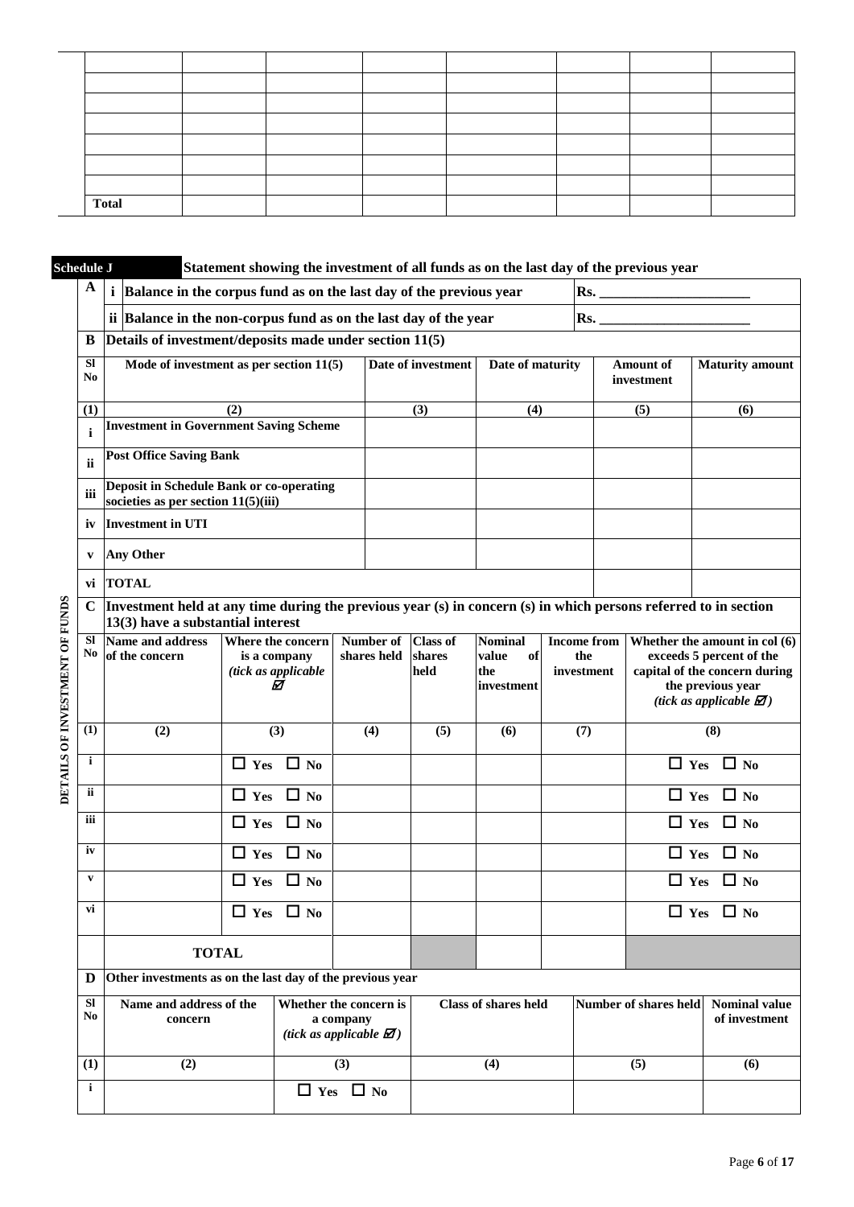|  |  |  |  |  |  |  |  |
|---|---|---|---|---|---|---|---|
|  |  |  |  |  |  |  |  |
|  |  |  |  |  |  |  |  |
|  |  |  |  |  |  |  |  |
|  |  |  |  |  |  |  |  |
|  |  |  |  |  |  |  |  |
|  |  |  |  |  |  |  |  |
|  |  |  |  |  |  |  |  |
| **Total** |  |  |  |  |  |  |  |

**Schedule J** **Statement showing the investment of all funds as on the last day of the previous year**

**DETAILS OF INVESTMENT OF FUNDS**

| **A** | **i** | **Balance in the corpus fund as on the last day of the previous year** | **Rs. ____________________** |
|---|---|---|---|
|  | **ii** | **Balance in the non-corpus fund as on the last day of the year** | **Rs. ____________________** |

**B** **Details of investment/deposits made under section 11(5)**

| **Sl No** | **Mode of investment as per section 11(5)** | **Date of investment** | **Date of maturity** | **Amount of investment** | **Maturity amount** |
|---|---|---|---|---|---|
| **(1)** | **(2)** | **(3)** | **(4)** | **(5)** | **(6)** |
| **i** | **Investment in Government Saving Scheme** |  |  |  |  |
| **ii** | **Post Office Saving Bank** |  |  |  |  |
| **iii** | **Deposit in Schedule Bank or co-operating societies as per section 11(5)(iii)** |  |  |  |  |
| **iv** | **Investment in UTI** |  |  |  |  |
| **v** | **Any Other** |  |  |  |  |
| **vi** | **TOTAL** |  |  |  |  |

**C** **Investment held at any time during the previous year (s) in concern (s) in which persons referred to in section 13(3) have a substantial interest**

| **Sl No** | **Name and address of the concern** | **Where the concern is a company** *(tick as applicable ☑)* | **Number of shares held** | **Class of shares held** | **Nominal value of the investment** | **Income from the investment** | **Whether the amount in col (6) exceeds 5 percent of the capital of the concern during the previous year** *(tick as applicable ☑)* |
|---|---|---|---|---|---|---|---|
| **(1)** | **(2)** | **(3)** | **(4)** | **(5)** | **(6)** | **(7)** | **(8)** |
| **i** |  | ☐ Yes ☐ No |  |  |  |  | ☐ Yes ☐ No |
| **ii** |  | ☐ Yes ☐ No |  |  |  |  | ☐ Yes ☐ No |
| **iii** |  | ☐ Yes ☐ No |  |  |  |  | ☐ Yes ☐ No |
| **iv** |  | ☐ Yes ☐ No |  |  |  |  | ☐ Yes ☐ No |
| **v** |  | ☐ Yes ☐ No |  |  |  |  | ☐ Yes ☐ No |
| **vi** |  | ☐ Yes ☐ No |  |  |  |  | ☐ Yes ☐ No |
|  | **TOTAL** |  |  |  |  |  |  |

**D** **Other investments as on the last day of the previous year**

| **Sl No** | **Name and address of the concern** | **Whether the concern is a company** *(tick as applicable ☑)* | **Class of shares held** | **Number of shares held** | **Nominal value of investment** |
|---|---|---|---|---|---|
| **(1)** | **(2)** | **(3)** | **(4)** | **(5)** | **(6)** |
| **i** |  | ☐ Yes ☐ No |  |  |  |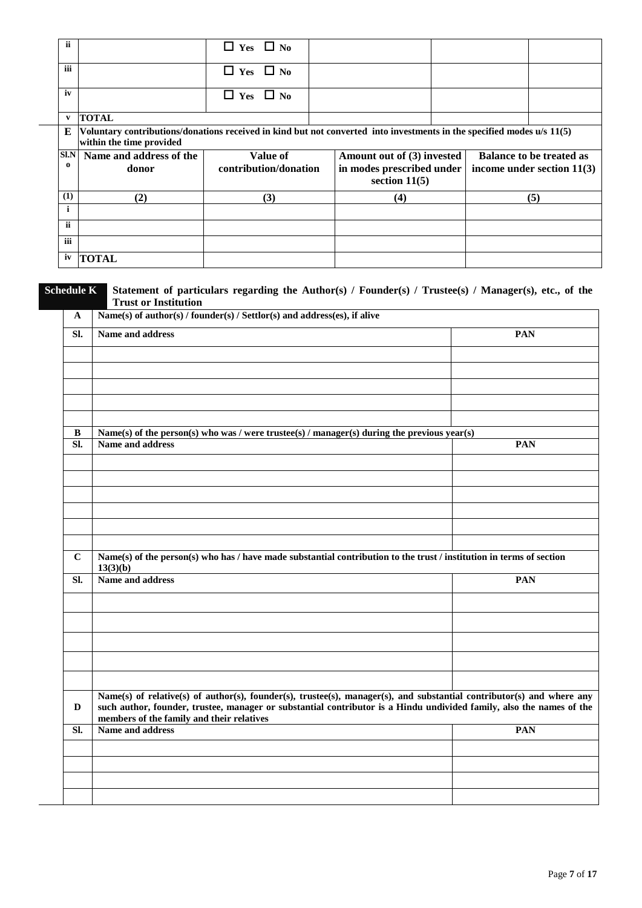| | | | | | |
|---|---|---|---|---|---|
| ii | | ☐ Yes ☐ No | | | |
| iii | | ☐ Yes ☐ No | | | |
| iv | | ☐ Yes ☐ No | | | |
| v | **TOTAL** | | | | |

| **E** | **Voluntary contributions/donations received in kind but not converted into investments in the specified modes u/s 11(5) within the time provided** | | | |
|---|---|---|---|---|
| **Sl.No** | **Name and address of the donor** | **Value of contribution/donation** | **Amount out of (3) invested in modes prescribed under section 11(5)** | **Balance to be treated as income under section 11(3)** |
| **(1)** | **(2)** | **(3)** | **(4)** | **(5)** |
| i | | | | |
| ii | | | | |
| iii | | | | |
| iv | **TOTAL** | | | |

## Schedule K Statement of particulars regarding the Author(s) / Founder(s) / Trustee(s) / Manager(s), etc., of the Trust or Institution

| **A** | **Name(s) of author(s) / founder(s) / Settlor(s) and address(es), if alive** | |
|---|---|---|
| **Sl.** | **Name and address** | **PAN** |
| | | |
| | | |
| | | |
| | | |
| | | |

| **B** | **Name(s) of the person(s) who was / were trustee(s) / manager(s) during the previous year(s)** | |
|---|---|---|
| **Sl.** | **Name and address** | **PAN** |
| | | |
| | | |
| | | |
| | | |
| | | |
| | | |

| **C** | **Name(s) of the person(s) who has / have made substantial contribution to the trust / institution in terms of section 13(3)(b)** | |
|---|---|---|
| **Sl.** | **Name and address** | **PAN** |
| | | |
| | | |
| | | |
| | | |
| | | |

| **D** | **Name(s) of relative(s) of author(s), founder(s), trustee(s), manager(s), and substantial contributor(s) and where any such author, founder, trustee, manager or substantial contributor is a Hindu undivided family, also the names of the members of the family and their relatives** | |
|---|---|---|
| **Sl.** | **Name and address** | **PAN** |
| | | |
| | | |
| | | |
| | | |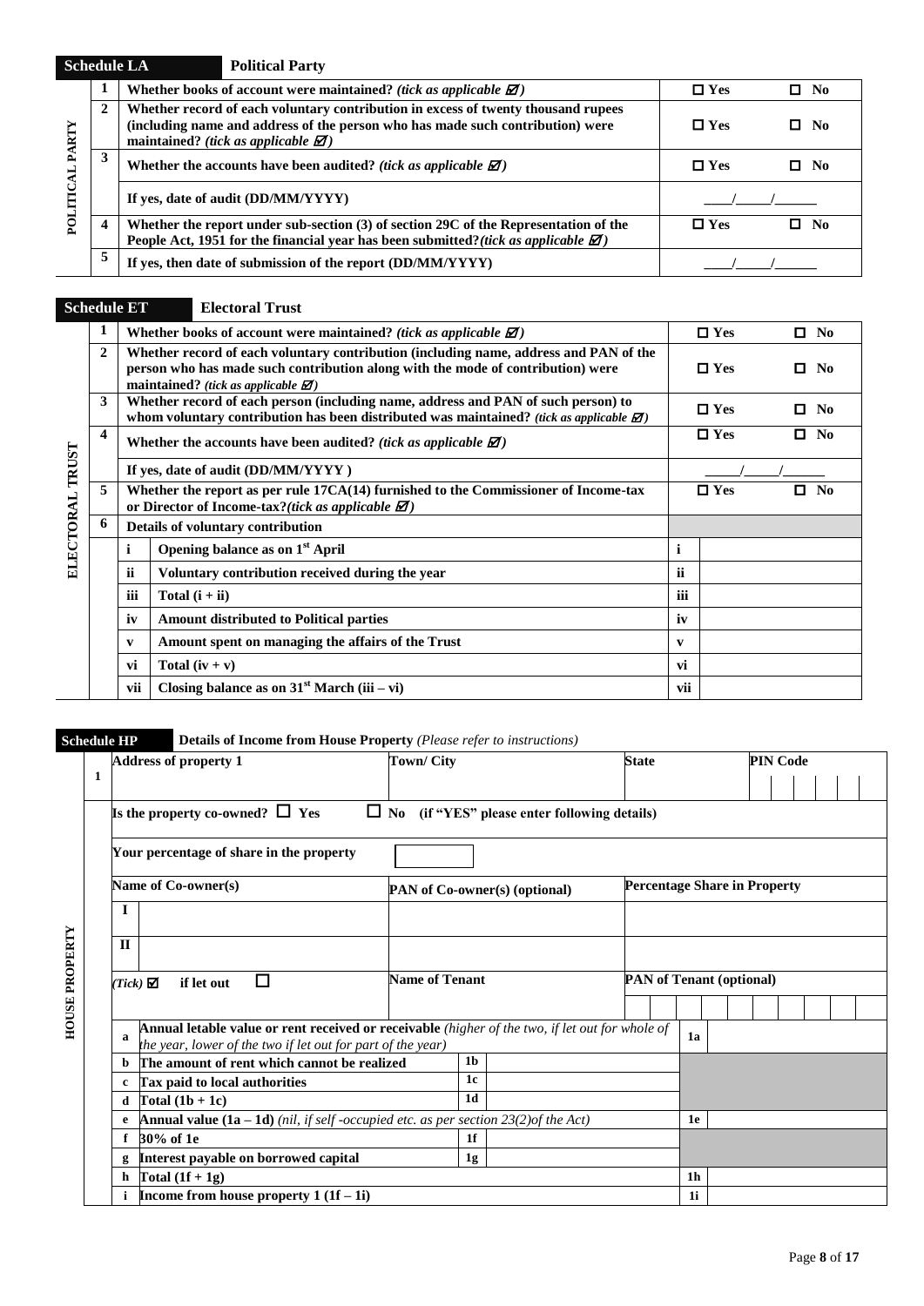**Schedule LA** **Political Party**

| POLITICAL PARTY | | | |
|---|---|---|---|
| | 1 | Whether books of account were maintained? *(tick as applicable ☑)* | ☐ Yes ☐ No |
| | 2 | Whether record of each voluntary contribution in excess of twenty thousand rupees (including name and address of the person who has made such contribution) were maintained? *(tick as applicable ☑)* | ☐ Yes ☐ No |
| | 3 | Whether the accounts have been audited? *(tick as applicable ☑)* | ☐ Yes ☐ No |
| | | If yes, date of audit (DD/MM/YYYY) | \_\_\_\_/\_\_\_\_\_/\_\_\_\_\_\_ |
| | 4 | Whether the report under sub-section (3) of section 29C of the Representation of the People Act, 1951 for the financial year has been submitted?*(tick as applicable ☑)* | ☐ Yes ☐ No |
| | 5 | If yes, then date of submission of the report (DD/MM/YYYY) | \_\_\_\_/\_\_\_\_\_/\_\_\_\_\_\_ |

**Schedule ET** **Electoral Trust**

| ELECTORAL TRUST | | | | | |
|---|---|---|---|---|---|
| | 1 | Whether books of account were maintained? *(tick as applicable ☑)* | | ☐ Yes ☐ No | |
| | 2 | Whether record of each voluntary contribution (including name, address and PAN of the person who has made such contribution along with the mode of contribution) were maintained? *(tick as applicable ☑)* | | ☐ Yes ☐ No | |
| | 3 | Whether record of each person (including name, address and PAN of such person) to whom voluntary contribution has been distributed was maintained? *(tick as applicable ☑)* | | ☐ Yes ☐ No | |
| | 4 | Whether the accounts have been audited? *(tick as applicable ☑)* | | ☐ Yes ☐ No | |
| | | If yes, date of audit (DD/MM/YYYY ) | | \_\_\_\_\_/\_\_\_\_\_/\_\_\_\_\_\_ | |
| | 5 | Whether the report as per rule 17CA(14) furnished to the Commissioner of Income-tax or Director of Income-tax?*(tick as applicable ☑)* | | ☐ Yes ☐ No | |
| | 6 | Details of voluntary contribution | | | |
| | | i | Opening balance as on 1st April | i | |
| | | ii | Voluntary contribution received during the year | ii | |
| | | iii | Total (i + ii) | iii | |
| | | iv | Amount distributed to Political parties | iv | |
| | | v | Amount spent on managing the affairs of the Trust | v | |
| | | vi | Total (iv + v) | vi | |
| | | vii | Closing balance as on 31st March (iii – vi) | vii | |

**Schedule HP** **Details of Income from House Property** *(Please refer to instructions)*

| HOUSE PROPERTY | | | | | | | |
|---|---|---|---|---|---|---|---|
| 1 | Address of property 1 | | Town/ City | | State | | PIN Code |
| | Is the property co-owned? ☐ Yes ☐ No (if "YES" please enter following details) | | | | | | |
| | Your percentage of share in the property | | | | | | |
| | Name of Co-owner(s) | | PAN of Co-owner(s) (optional) | | Percentage Share in Property | | |
| | I | | | | | | |
| | II | | | | | | |
| | *(Tick)* ☑ if let out ☐ | | Name of Tenant | | PAN of Tenant (optional) | | |
| | a | **Annual letable value or rent received or receivable** *(higher of the two, if let out for whole of the year, lower of the two if let out for part of the year)* | | | | 1a | |
| | b | The amount of rent which cannot be realized | 1b | | | | |
| | c | Tax paid to local authorities | 1c | | | | |
| | d | Total (1b + 1c) | 1d | | | | |
| | e | **Annual value (1a – 1d)** *(nil, if self -occupied etc. as per section 23(2)of the Act)* | | | | 1e | |
| | f | 30% of 1e | 1f | | | | |
| | g | Interest payable on borrowed capital | 1g | | | | |
| | h | Total (1f + 1g) | | | | 1h | |
| | i | Income from house property 1 (1f – 1i) | | | | 1i | |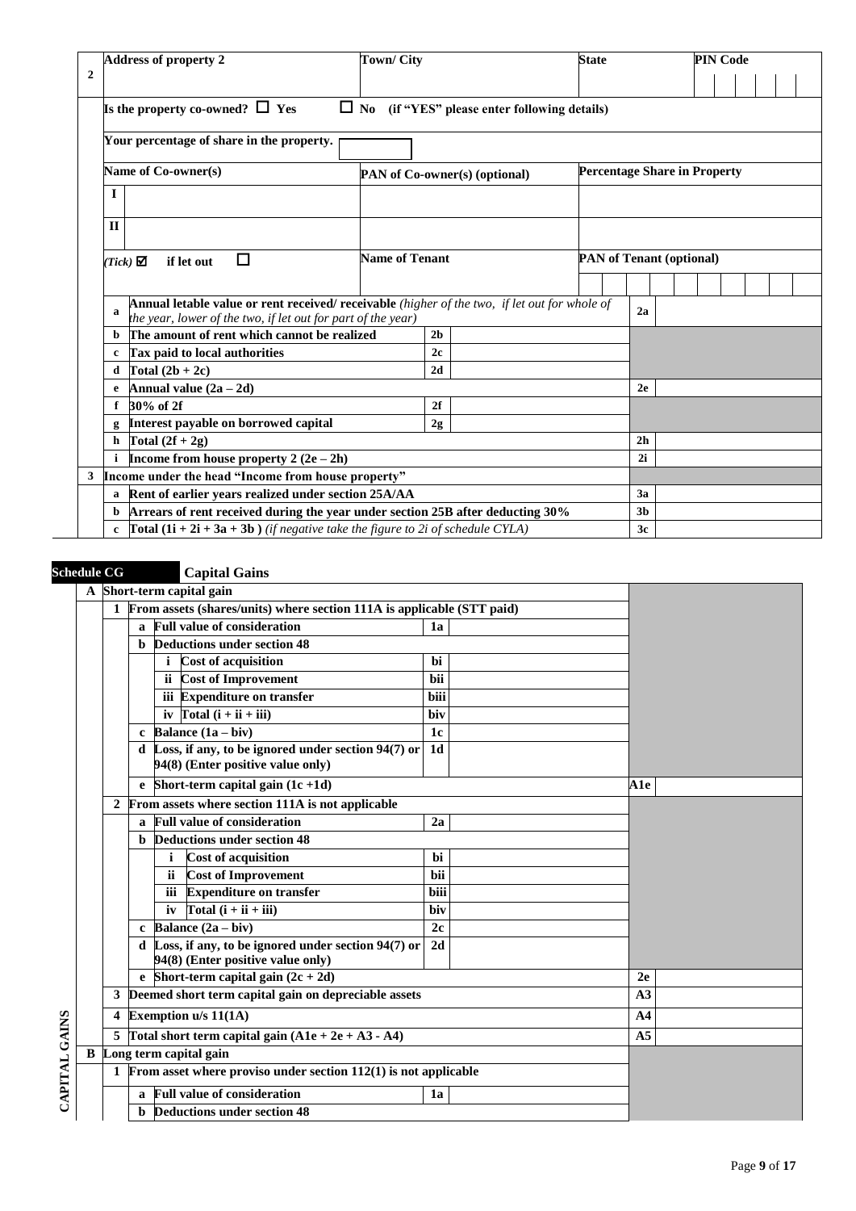| 2 | Address of property 2 | | Town/ City | | State | PIN Code |
|---|---|---|---|---|---|---|
| | Is the property co-owned? ☐ Yes ☐ No (if "YES" please enter following details) | | | | | |
| | Your percentage of share in the property. | | | | | |
| | Name of Co-owner(s) | | PAN of Co-owner(s) (optional) | | Percentage Share in Property | |
| | I | | | | | |
| | II | | | | | |
| | *(Tick)* ☑ if let out ☐ | | Name of Tenant | | PAN of Tenant (optional) | |
| | a | Annual letable value or rent received/ receivable *(higher of the two, if let out for whole of the year, lower of the two, if let out for part of the year)* | | | 2a | |
| | b | The amount of rent which cannot be realized | 2b | | | |
| | c | Tax paid to local authorities | 2c | | | |
| | d | Total (2b + 2c) | 2d | | | |
| | e | Annual value (2a – 2d) | | | 2e | |
| | f | 30% of 2f | 2f | | | |
| | g | Interest payable on borrowed capital | 2g | | | |
| | h | Total (2f + 2g) | | | 2h | |
| | i | Income from house property 2 (2e – 2h) | | | 2i | |
| 3 | Income under the head "Income from house property" | | | | | |
| | a | Rent of earlier years realized under section 25A/AA | | | 3a | |
| | b | Arrears of rent received during the year under section 25B after deducting 30% | | | 3b | |
| | c | Total (1i + 2i + 3a + 3b ) *(if negative take the figure to 2i of schedule CYLA)* | | | 3c | |

## Schedule CG — Capital Gains

CAPITAL GAINS

| | | | | | | |
|---|---|---|---|---|---|---|
| **A** | **Short-term capital gain** | | | | | |
| | **1** | **From assets (shares/units) where section 111A is applicable (STT paid)** | | | | |
| | | **a** | **Full value of consideration** | **1a** | | |
| | | **b** | **Deductions under section 48** | | | |
| | | | **i** Cost of acquisition | **bi** | | |
| | | | **ii** Cost of Improvement | **bii** | | |
| | | | **iii** Expenditure on transfer | **biii** | | |
| | | | **iv** Total (i + ii + iii) | **biv** | | |
| | | **c** | **Balance (1a – biv)** | **1c** | | |
| | | **d** | **Loss, if any, to be ignored under section 94(7) or 94(8) (Enter positive value only)** | **1d** | | |
| | | **e** | **Short-term capital gain (1c +1d)** | | **A1e** | |
| | **2** | **From assets where section 111A is not applicable** | | | | |
| | | **a** | **Full value of consideration** | **2a** | | |
| | | **b** | **Deductions under section 48** | | | |
| | | | **i** Cost of acquisition | **bi** | | |
| | | | **ii** Cost of Improvement | **bii** | | |
| | | | **iii** Expenditure on transfer | **biii** | | |
| | | | **iv** Total (i + ii + iii) | **biv** | | |
| | | **c** | **Balance (2a – biv)** | **2c** | | |
| | | **d** | **Loss, if any, to be ignored under section 94(7) or 94(8) (Enter positive value only)** | **2d** | | |
| | | **e** | **Short-term capital gain (2c + 2d)** | | **2e** | |
| | **3** | **Deemed short term capital gain on depreciable assets** | | | **A3** | |
| | **4** | **Exemption u/s 11(1A)** | | | **A4** | |
| | **5** | **Total short term capital gain (A1e + 2e + A3 - A4)** | | | **A5** | |
| **B** | **Long term capital gain** | | | | | |
| | **1** | **From asset where proviso under section 112(1) is not applicable** | | | | |
| | | **a** | **Full value of consideration** | **1a** | | |
| | | **b** | **Deductions under section 48** | | | |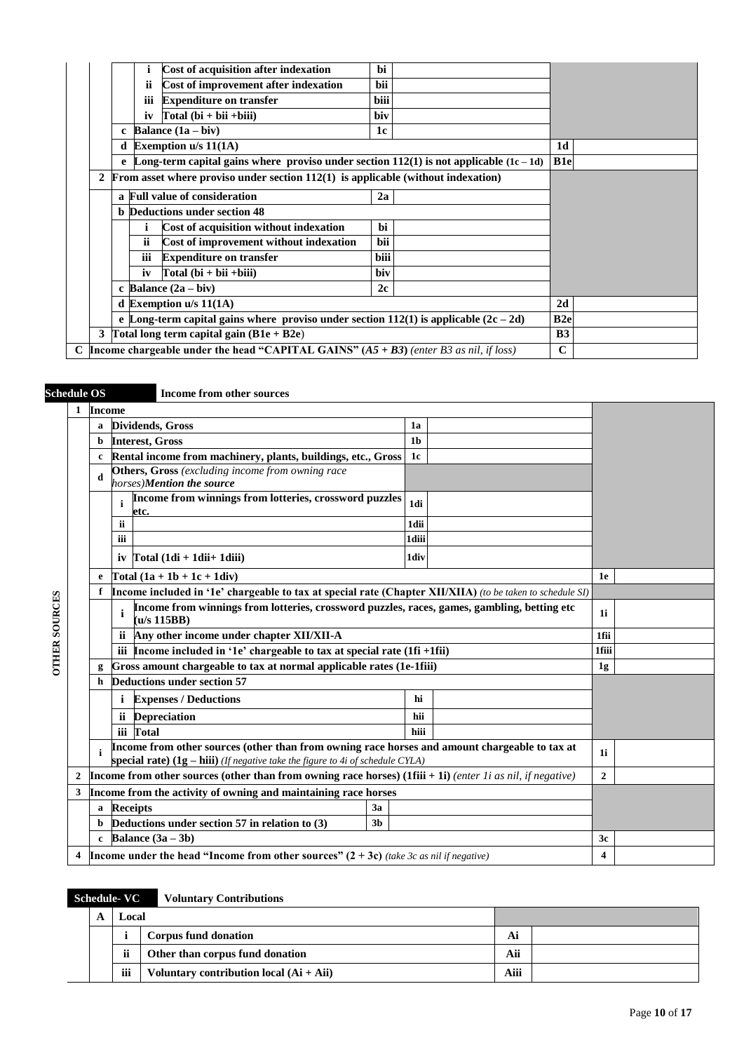|  |  |  |  |  |  |  |  |
|---|---|---|---|---|---|---|---|
|  |  |  | i | Cost of acquisition after indexation | bi |  |  |
|  |  |  | ii | Cost of improvement after indexation | bii |  |  |
|  |  |  | iii | Expenditure on transfer | biii |  |  |
|  |  |  | iv | Total (bi + bii +biii) | biv |  |  |
|  |  | c | Balance (1a – biv) |  | 1c |  |  |
|  |  | d | Exemption u/s 11(1A) |  |  | 1d |  |
|  |  | e | Long-term capital gains where proviso under section 112(1) is not applicable (1c – 1d) |  |  | B1e |  |
|  | 2 | From asset where proviso under section 112(1) is applicable (without indexation) |  |  |  |  |  |
|  |  | a | Full value of consideration |  | 2a |  |  |
|  |  | b | Deductions under section 48 |  |  |  |  |
|  |  |  | i | Cost of acquisition without indexation | bi |  |  |
|  |  |  | ii | Cost of improvement without indexation | bii |  |  |
|  |  |  | iii | Expenditure on transfer | biii |  |  |
|  |  |  | iv | Total (bi + bii +biii) | biv |  |  |
|  |  | c | Balance (2a – biv) |  | 2c |  |  |
|  |  | d | Exemption u/s 11(1A) |  |  | 2d |  |
|  |  | e | Long-term capital gains where proviso under section 112(1) is applicable (2c – 2d) |  |  | B2e |  |
|  | 3 | Total long term capital gain (B1e + B2e) |  |  |  | B3 |  |
| C | Income chargeable under the head "CAPITAL GAINS" (*A5 + B3*) *(enter B3 as nil, if loss)* |  |  |  |  | C |  |

## Schedule OS — Income from other sources

**OTHER SOURCES**

|  |  |  |  |  |  |  |
|---|---|---|---|---|---|---|
| 1 | Income |  |  |  |  |  |
|  | a | Dividends, Gross | 1a |  |  |  |
|  | b | Interest, Gross | 1b |  |  |  |
|  | c | Rental income from machinery, plants, buildings, etc., Gross | 1c |  |  |  |
|  | d | Others, Gross *(excluding income from owning race horses)* ***Mention the source*** |  |  |  |  |
|  |  | i Income from winnings from lotteries, crossword puzzles etc. | 1di |  |  |  |
|  |  | ii | 1dii |  |  |  |
|  |  | iii | 1diii |  |  |  |
|  |  | iv Total (1di + 1dii+ 1diii) | 1div |  |  |  |
|  | e | Total (1a + 1b + 1c + 1div) |  |  | 1e |  |
|  | f | Income included in '1e' chargeable to tax at special rate (Chapter XII/XIIA) *(to be taken to schedule SI)* |  |  |  |  |
|  |  | i Income from winnings from lotteries, crossword puzzles, races, games, gambling, betting etc (u/s 115BB) |  |  | 1i |  |
|  |  | ii Any other income under chapter XII/XII-A |  |  | 1fii |  |
|  |  | iii Income included in '1e' chargeable to tax at special rate (1fi +1fii) |  |  | 1fiii |  |
|  | g | Gross amount chargeable to tax at normal applicable rates (1e-1fiii) |  |  | 1g |  |
|  | h | Deductions under section 57 |  |  |  |  |
|  |  | i Expenses / Deductions | hi |  |  |  |
|  |  | ii Depreciation | hii |  |  |  |
|  |  | iii Total | hiii |  |  |  |
|  | i | Income from other sources (other than from owning race horses and amount chargeable to tax at special rate) (1g – hiii) *(If negative take the figure to 4i of schedule CYLA)* |  |  | 1i |  |
| 2 | Income from other sources (other than from owning race horses) (1fiii + 1i) *(enter 1i as nil, if negative)* |  |  |  | 2 |  |
| 3 | Income from the activity of owning and maintaining race horses |  |  |  |  |  |
|  | a | Receipts | 3a |  |  |  |
|  | b | Deductions under section 57 in relation to (3) | 3b |  |  |  |
|  | c | Balance (3a – 3b) |  |  | 3c |  |
| 4 | Income under the head "Income from other sources" (2 + 3c) *(take 3c as nil if negative)* |  |  |  | 4 |  |

## Schedule- VC — Voluntary Contributions

|  |  |  |  |  |
|---|---|---|---|---|
| A | Local |  |  |  |
|  | i | Corpus fund donation | Ai |  |
|  | ii | Other than corpus fund donation | Aii |  |
|  | iii | Voluntary contribution local (Ai + Aii) | Aiii |  |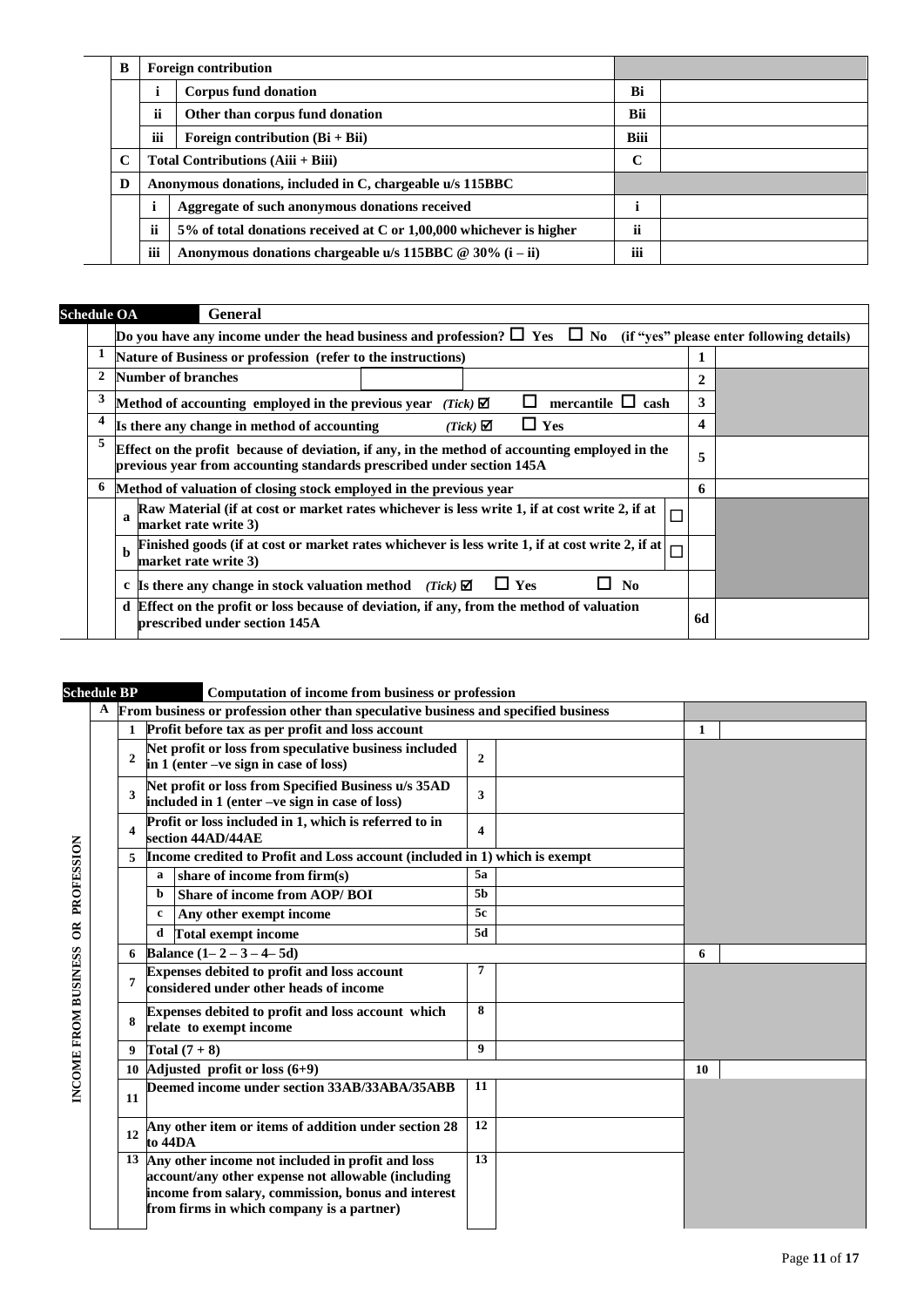| B | Foreign contribution | | | |
|---|---|---|---|---|
| | i | Corpus fund donation | Bi | |
| | ii | Other than corpus fund donation | Bii | |
| | iii | Foreign contribution (Bi + Bii) | Biii | |
| C | Total Contributions (Aiii + Biii) | | C | |
| D | Anonymous donations, included in C, chargeable u/s 115BBC | | | |
| | i | Aggregate of such anonymous donations received | i | |
| | ii | 5% of total donations received at C or 1,00,000 whichever is higher | ii | |
| | iii | Anonymous donations chargeable u/s 115BBC @ 30% (i – ii) | iii | |

**Schedule OA** **General**

| | | | | |
|---|---|---|---|---|
| | Do you have any income under the head business and profession? ☐ Yes ☐ No (if "yes" please enter following details) | | | |
| 1 | Nature of Business or profession (refer to the instructions) | | 1 | |
| 2 | Number of branches | | 2 | |
| 3 | Method of accounting employed in the previous year *(Tick)* ☑ ☐ mercantile ☐ cash | | 3 | |
| 4 | Is there any change in method of accounting *(Tick)* ☑ ☐ Yes | | 4 | |
| 5 | Effect on the profit because of deviation, if any, in the method of accounting employed in the previous year from accounting standards prescribed under section 145A | | 5 | |
| 6 | Method of valuation of closing stock employed in the previous year | | 6 | |
| | a | Raw Material (if at cost or market rates whichever is less write 1, if at cost write 2, if at market rate write 3) ☐ | | |
| | b | Finished goods (if at cost or market rates whichever is less write 1, if at cost write 2, if at market rate write 3) ☐ | | |
| | c | Is there any change in stock valuation method *(Tick)* ☑ ☐ Yes ☐ No | | |
| | d | Effect on the profit or loss because of deviation, if any, from the method of valuation prescribed under section 145A | 6d | |

**Schedule BP** **Computation of income from business or profession**

INCOME FROM BUSINESS OR PROFESSION

| A | From business or profession other than speculative business and specified business | | | | | |
|---|---|---|---|---|---|---|
| 1 | Profit before tax as per profit and loss account | | | | 1 | |
| 2 | Net profit or loss from speculative business included in 1 (enter –ve sign in case of loss) | | 2 | | | |
| 3 | Net profit or loss from Specified Business u/s 35AD included in 1 (enter –ve sign in case of loss) | | 3 | | | |
| 4 | Profit or loss included in 1, which is referred to in section 44AD/44AE | | 4 | | | |
| 5 | Income credited to Profit and Loss account (included in 1) which is exempt | | | | | |
| | a | share of income from firm(s) | 5a | | | |
| | b | Share of income from AOP/ BOI | 5b | | | |
| | c | Any other exempt income | 5c | | | |
| | d | Total exempt income | 5d | | | |
| 6 | Balance (1– 2 – 3 – 4– 5d) | | | | 6 | |
| 7 | Expenses debited to profit and loss account considered under other heads of income | | 7 | | | |
| 8 | Expenses debited to profit and loss account which relate to exempt income | | 8 | | | |
| 9 | Total (7 + 8) | | 9 | | | |
| 10 | Adjusted profit or loss (6+9) | | | | 10 | |
| 11 | Deemed income under section 33AB/33ABA/35ABB | | 11 | | | |
| 12 | Any other item or items of addition under section 28 to 44DA | | 12 | | | |
| 13 | Any other income not included in profit and loss account/any other expense not allowable (including income from salary, commission, bonus and interest from firms in which company is a partner) | | 13 | | | |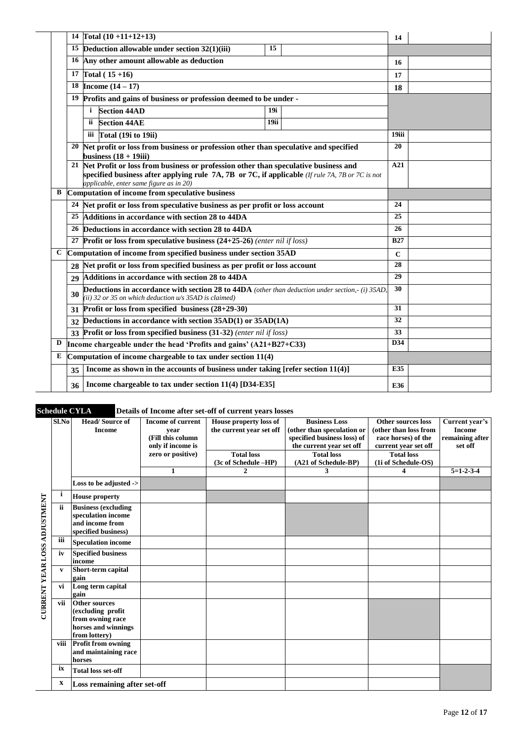| | | | | | |
|---|---|---|---|---|---|
| | 14 | Total (10 +11+12+13) | | 14 | |
| | 15 | Deduction allowable under section 32(1)(iii) | 15 | | |
| | 16 | Any other amount allowable as deduction | | 16 | |
| | 17 | Total ( 15 +16) | | 17 | |
| | 18 | Income (14 – 17) | | 18 | |
| | 19 | Profits and gains of business or profession deemed to be under - | | | |
| | | i Section 44AD | 19i | | |
| | | ii Section 44AE | 19ii | | |
| | | iii Total (19i to 19ii) | | 19iii | |
| | 20 | Net profit or loss from business or profession other than speculative and specified business (18 + 19iii) | | 20 | |
| | 21 | Net Profit or loss from business or profession other than speculative business and specified business after applying rule 7A, 7B or 7C, if applicable *(If rule 7A, 7B or 7C is not applicable, enter same figure as in 20)* | | A21 | |
| B | | Computation of income from speculative business | | | |
| | 24 | Net profit or loss from speculative business as per profit or loss account | | 24 | |
| | 25 | Additions in accordance with section 28 to 44DA | | 25 | |
| | 26 | Deductions in accordance with section 28 to 44DA | | 26 | |
| | 27 | Profit or loss from speculative business (24+25-26) *(enter nil if loss)* | | B27 | |
| C | | Computation of income from specified business under section 35AD | | C | |
| | 28 | Net profit or loss from specified business as per profit or loss account | | 28 | |
| | 29 | Additions in accordance with section 28 to 44DA | | 29 | |
| | 30 | Deductions in accordance with section 28 to 44DA *(other than deduction under section,- (i) 35AD, (ii) 32 or 35 on which deduction u/s 35AD is claimed)* | | 30 | |
| | 31 | Profit or loss from specified business (28+29-30) | | 31 | |
| | 32 | Deductions in accordance with section 35AD(1) or 35AD(1A) | | 32 | |
| | 33 | Profit or loss from specified business (31-32) *(enter nil if loss)* | | 33 | |
| D | | Income chargeable under the head 'Profits and gains' (A21+B27+C33) | | D34 | |
| E | | Computation of income chargeable to tax under section 11(4) | | | |
| | 35 | Income as shown in the accounts of business under taking [refer section 11(4)] | | E35 | |
| | 36 | Income chargeable to tax under section 11(4) [D34-E35] | | E36 | |

**Schedule CYLA** Details of Income after set-off of current years losses

CURRENT YEAR LOSS ADJUSTMENT

| Sl.No | Head/ Source of Income | Income of current year (Fill this column only if income is zero or positive) | House property loss of the current year set off | Business Loss (other than speculation or specified business loss) of the current year set off | Other sources loss (other than loss from race horses) of the current year set off | Current year's Income remaining after set off |
|---|---|---|---|---|---|---|
| | | | Total loss (3c of Schedule –HP) | Total loss (A21 of Schedule-BP) | Total loss (1i of Schedule-OS) | |
| | | 1 | 2 | 3 | 4 | 5=1-2-3-4 |
| | Loss to be adjusted -> | | | | | |
| i | House property | | | | | |
| ii | Business (excluding speculation income and income from specified business) | | | | | |
| iii | Speculation income | | | | | |
| iv | Specified business income | | | | | |
| v | Short-term capital gain | | | | | |
| vi | Long term capital gain | | | | | |
| vii | Other sources (excluding profit from owning race horses and winnings from lottery) | | | | | |
| viii | Profit from owning and maintaining race horses | | | | | |
| ix | Total loss set-off | | | | | |
| x | Loss remaining after set-off | | | | | |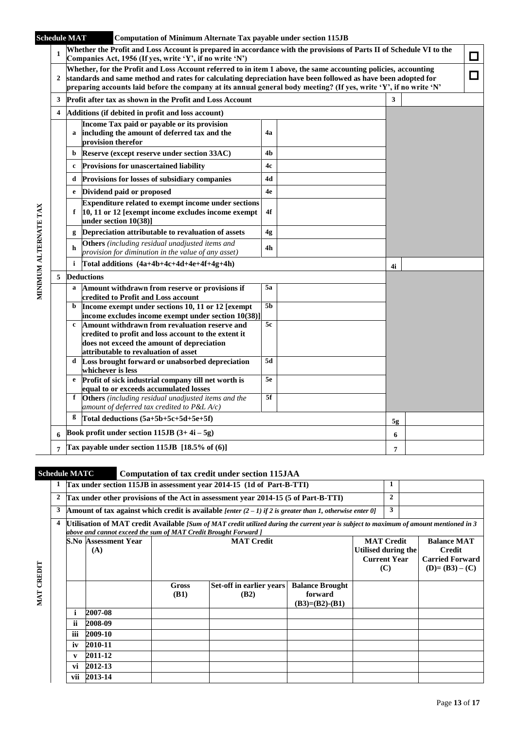## Schedule MAT — Computation of Minimum Alternate Tax payable under section 115JB

**MINIMUM ALTERNATE TAX**

| | | | | | | |
|---|---|---|---|---|---|---|
| **1** | **Whether the Profit and Loss Account is prepared in accordance with the provisions of Parts II of Schedule VI to the Companies Act, 1956 (If yes, write 'Y', if no write 'N')** | | | | | ☐ |
| **2** | **Whether, for the Profit and Loss Account referred to in item 1 above, the same accounting policies, accounting standards and same method and rates for calculating depreciation have been followed as have been adopted for preparing accounts laid before the company at its annual general body meeting? (If yes, write 'Y', if no write 'N'** | | | | | ☐ |
| **3** | **Profit after tax as shown in the Profit and Loss Account** | | | | **3** | |
| **4** | **Additions (if debited in profit and loss account)** | | | | | |
| | **a** | **Income Tax paid or payable or its provision including the amount of deferred tax and the provision therefor** | **4a** | | | |
| | **b** | **Reserve (except reserve under section 33AC)** | **4b** | | | |
| | **c** | **Provisions for unascertained liability** | **4c** | | | |
| | **d** | **Provisions for losses of subsidiary companies** | **4d** | | | |
| | **e** | **Dividend paid or proposed** | **4e** | | | |
| | **f** | **Expenditure related to exempt income under sections 10, 11 or 12 [exempt income excludes income exempt under section 10(38)]** | **4f** | | | |
| | **g** | **Depreciation attributable to revaluation of assets** | **4g** | | | |
| | **h** | **Others** *(including residual unadjusted items and provision for diminution in the value of any asset)* | **4h** | | | |
| | **i** | **Total additions (4a+4b+4c+4d+4e+4f+4g+4h)** | | | **4i** | |
| **5** | **Deductions** | | | | | |
| | **a** | **Amount withdrawn from reserve or provisions if credited to Profit and Loss account** | **5a** | | | |
| | **b** | **Income exempt under sections 10, 11 or 12 [exempt income excludes income exempt under section 10(38)]** | **5b** | | | |
| | **c** | **Amount withdrawn from revaluation reserve and credited to profit and loss account to the extent it does not exceed the amount of depreciation attributable to revaluation of asset** | **5c** | | | |
| | **d** | **Loss brought forward or unabsorbed depreciation whichever is less** | **5d** | | | |
| | **e** | **Profit of sick industrial company till net worth is equal to or exceeds accumulated losses** | **5e** | | | |
| | **f** | **Others** *(including residual unadjusted items and the amount of deferred tax credited to P&L A/c)* | **5f** | | | |
| | **g** | **Total deductions (5a+5b+5c+5d+5e+5f)** | | | **5g** | |
| **6** | **Book profit under section 115JB (3+ 4i – 5g)** | | | | **6** | |
| **7** | **Tax payable under section 115JB [18.5% of (6)]** | | | | **7** | |

## Schedule MATC — Computation of tax credit under section 115JAA

**MAT CREDIT**

| | | |
|---|---|---|
| **1** | **Tax under section 115JB in assessment year 2014-15 (1d of Part-B-TTI)** | **1** |
| **2** | **Tax under other provisions of the Act in assessment year 2014-15 (5 of Part-B-TTI)** | **2** |
| **3** | **Amount of tax against which credit is available** *[enter (2 – 1) if 2 is greater than 1, otherwise enter 0]* | **3** |

**4 Utilisation of MAT credit Available** *[Sum of MAT credit utilized during the current year is subject to maximum of amount mentioned in 3 above and cannot exceed the sum of MAT Credit Brought Forward ]*

| S.No | Assessment Year (A) | MAT Credit | | | MAT Credit Utilised during the Current Year (C) | Balance MAT Credit Carried Forward (D)= (B3) – (C) |
|---|---|---|---|---|---|---|
| | | Gross (B1) | Set-off in earlier years (B2) | Balance Brought forward (B3)=(B2)-(B1) | | |
| i | 2007-08 | | | | | |
| ii | 2008-09 | | | | | |
| iii | 2009-10 | | | | | |
| iv | 2010-11 | | | | | |
| v | 2011-12 | | | | | |
| vi | 2012-13 | | | | | |
| vii | 2013-14 | | | | | |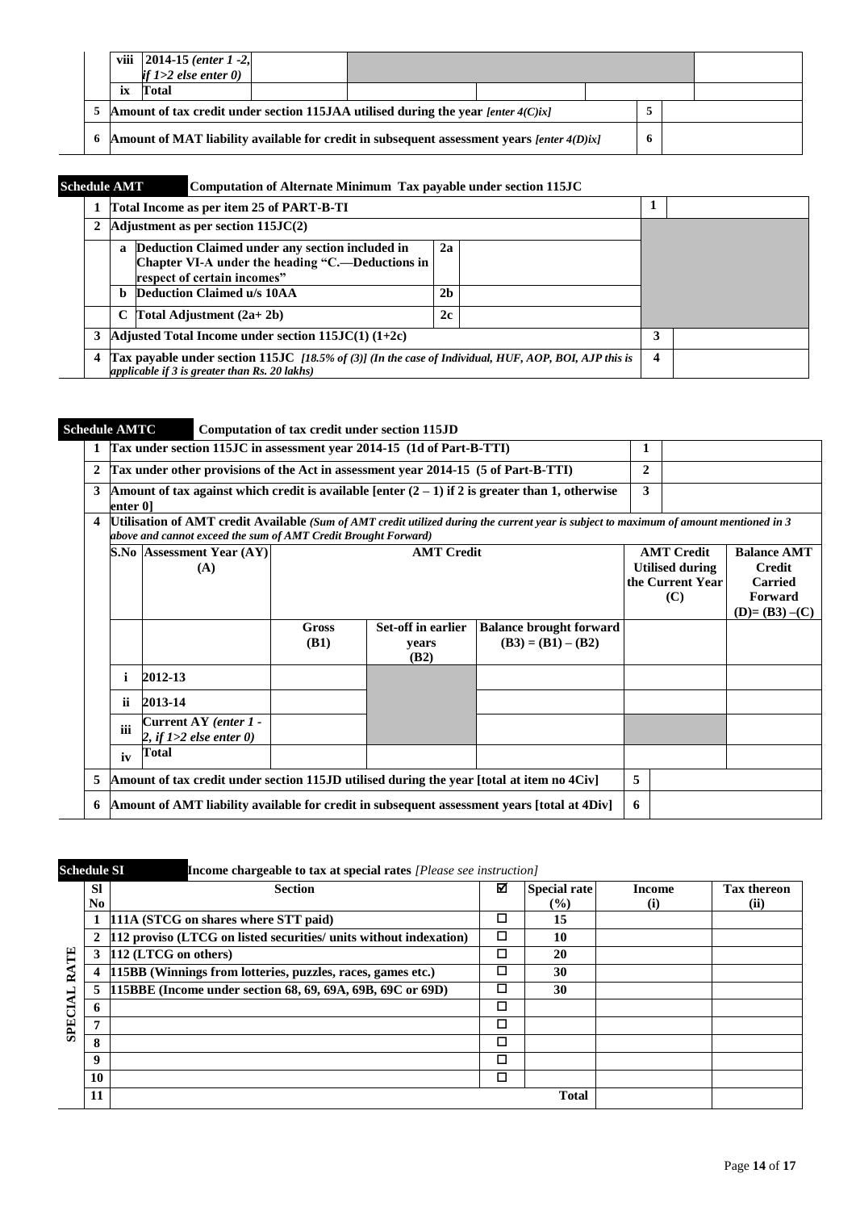| | | | | | | | |
|---|---|---|---|---|---|---|---|
| | viii | 2014-15 *(enter 1 -2, if 1>2 else enter 0)* | | | | | |
| | ix | Total | | | | | |
| 5 | Amount of tax credit under section 115JAA utilised during the year *[enter 4(C)ix]* | | | | | 5 | |
| 6 | Amount of MAT liability available for credit in subsequent assessment years *[enter 4(D)ix]* | | | | | 6 | |

**Schedule AMT** — **Computation of Alternate Minimum Tax payable under section 115JC**

| | | | | | |
|---|---|---|---|---|---|
| 1 | Total Income as per item 25 of PART-B-TI | | | 1 | |
| 2 | Adjustment as per section 115JC(2) | | | | |
| | a | Deduction Claimed under any section included in Chapter VI-A under the heading "C.—Deductions in respect of certain incomes" | 2a | | |
| | b | Deduction Claimed u/s 10AA | 2b | | |
| | C | Total Adjustment (2a+ 2b) | 2c | | |
| 3 | Adjusted Total Income under section 115JC(1) (1+2c) | | | 3 | |
| 4 | Tax payable under section 115JC *[18.5% of (3)] (In the case of Individual, HUF, AOP, BOI, AJP this is applicable if 3 is greater than Rs. 20 lakhs)* | | | 4 | |

**Schedule AMTC** — **Computation of tax credit under section 115JD**

| | | |
|---|---|---|
| 1 | Tax under section 115JC in assessment year 2014-15 (1d of Part-B-TTI) | 1 | |
| 2 | Tax under other provisions of the Act in assessment year 2014-15 (5 of Part-B-TTI) | 2 | |
| 3 | Amount of tax against which credit is available [enter (2 – 1) if 2 is greater than 1, otherwise enter 0] | 3 | |

4 **Utilisation of AMT credit Available** *(Sum of AMT credit utilized during the current year is subject to maximum of amount mentioned in 3 above and cannot exceed the sum of AMT Credit Brought Forward)*

| S.No | Assessment Year (AY) (A) | AMT Credit | | | AMT Credit Utilised during the Current Year (C) | Balance AMT Credit Carried Forward (D)= (B3) –(C) |
|---|---|---|---|---|---|---|
| | | Gross (B1) | Set-off in earlier years (B2) | Balance brought forward (B3) = (B1) – (B2) | | |
| i | 2012-13 | | | | | |
| ii | 2013-14 | | | | | |
| iii | Current AY *(enter 1 - 2, if 1>2 else enter 0)* | | | | | |
| iv | Total | | | | | |

| | | | |
|---|---|---|---|
| 5 | Amount of tax credit under section 115JD utilised during the year [total at item no 4Civ] | 5 | |
| 6 | Amount of AMT liability available for credit in subsequent assessment years [total at 4Div] | 6 | |

**Schedule SI** — **Income chargeable to tax at special rates** *[Please see instruction]*

SPECIAL RATE

| Sl No | Section | ☑ | Special rate (%) | Income (i) | Tax thereon (ii) |
|---|---|---|---|---|---|
| 1 | 111A (STCG on shares where STT paid) | ☐ | 15 | | |
| 2 | 112 proviso (LTCG on listed securities/ units without indexation) | ☐ | 10 | | |
| 3 | 112 (LTCG on others) | ☐ | 20 | | |
| 4 | 115BB (Winnings from lotteries, puzzles, races, games etc.) | ☐ | 30 | | |
| 5 | 115BBE (Income under section 68, 69, 69A, 69B, 69C or 69D) | ☐ | 30 | | |
| 6 | | ☐ | | | |
| 7 | | ☐ | | | |
| 8 | | ☐ | | | |
| 9 | | ☐ | | | |
| 10 | | ☐ | | | |
| 11 | | | Total | | |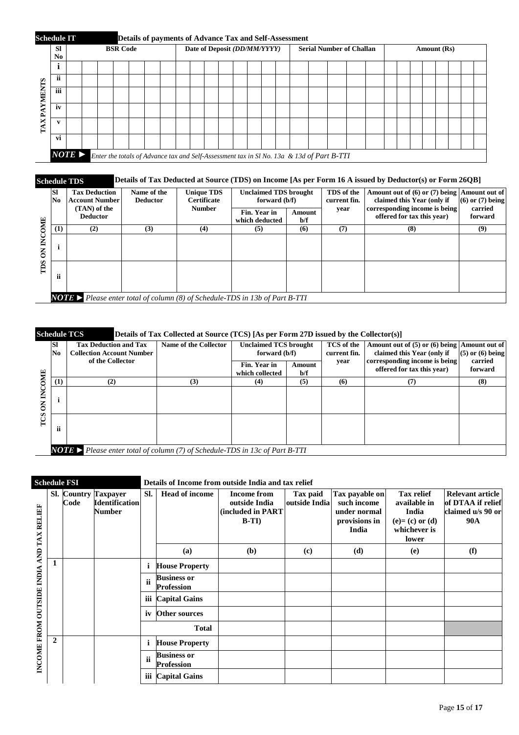**Schedule IT** — Details of payments of Advance Tax and Self-Assessment

TAX PAYMENTS

| Sl No | BSR Code | Date of Deposit *(DD/MM/YYYY)* | Serial Number of Challan | Amount (Rs) |
|---|---|---|---|---|
| i | | | | |
| ii | | | | |
| iii | | | | |
| iv | | | | |
| v | | | | |
| vi | | | | |

*NOTE ► Enter the totals of Advance tax and Self-Assessment tax in Sl No. 13a & 13d of Part B-TTI*

**Schedule TDS** — Details of Tax Deducted at Source (TDS) on Income [As per Form 16 A issued by Deductor(s) or Form 26QB]

TDS ON INCOME

| Sl No | Tax Deduction Account Number (TAN) of the Deductor | Name of the Deductor | Unique TDS Certificate Number | Unclaimed TDS brought forward (b/f) | | TDS of the current fin. year | Amount out of (6) or (7) being claimed this Year (only if corresponding income is being offered for tax this year) | Amount out of (6) or (7) being carried forward |
|---|---|---|---|---|---|---|---|---|
| | | | | Fin. Year in which deducted | Amount b/f | | | |
| (1) | (2) | (3) | (4) | (5) | (6) | (7) | (8) | (9) |
| i | | | | | | | | |
| ii | | | | | | | | |

*NOTE ► Please enter total of column (8) of Schedule-TDS in 13b of Part B-TTI*

**Schedule TCS** — Details of Tax Collected at Source (TCS) [As per Form 27D issued by the Collector(s)]

TCS ON INCOME

| Sl No | Tax Deduction and Tax Collection Account Number of the Collector | Name of the Collector | Unclaimed TCS brought forward (b/f) | | TCS of the current fin. year | Amount out of (5) or (6) being claimed this Year (only if corresponding income is being offered for tax this year) | Amount out of (5) or (6) being carried forward |
|---|---|---|---|---|---|---|---|
| | | | Fin. Year in which collected | Amount b/f | | | |
| (1) | (2) | (3) | (4) | (5) | (6) | (7) | (8) |
| i | | | | | | | |
| ii | | | | | | | |

*NOTE ► Please enter total of column (7) of Schedule-TDS in 13c of Part B-TTI*

**Schedule FSI** — Details of Income from outside India and tax relief

INCOME FROM OUTSIDE INDIA AND TAX RELIEF

| Sl. | Country Code | Taxpayer Identification Number | Sl. | Head of income | Income from outside India (included in PART B-TI) | Tax paid outside India | Tax payable on such income under normal provisions in India | Tax relief available in India (e)= (c) or (d) whichever is lower | Relevant article of DTAA if relief claimed u/s 90 or 90A |
|---|---|---|---|---|---|---|---|---|---|
| | | | | (a) | (b) | (c) | (d) | (e) | (f) |
| 1 | | | i | House Property | | | | | |
| | | | ii | Business or Profession | | | | | |
| | | | iii | Capital Gains | | | | | |
| | | | iv | Other sources | | | | | |
| | | | | Total | | | | | |
| 2 | | | i | House Property | | | | | |
| | | | ii | Business or Profession | | | | | |
| | | | iii | Capital Gains | | | | | |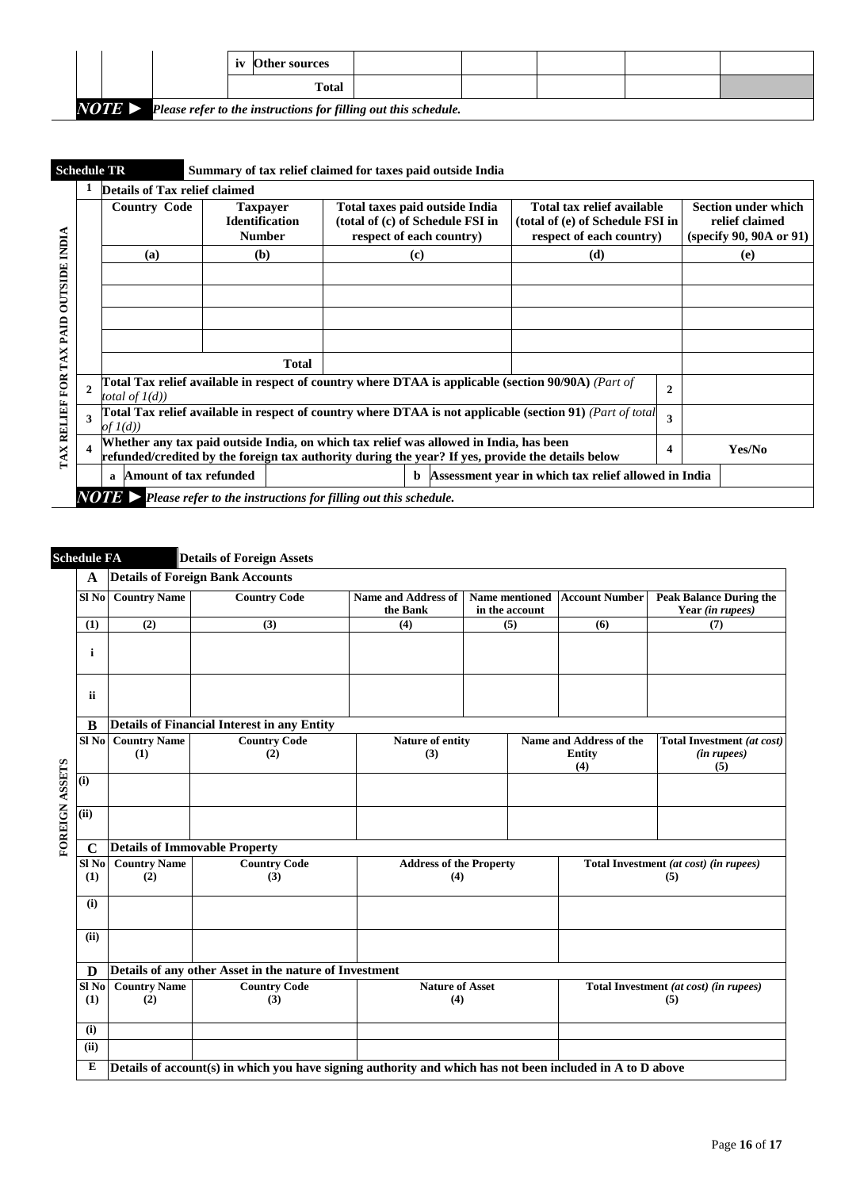| | | | iv | Other sources | | | | | |
|---|---|---|---|---|---|---|---|---|---|
| | | | | Total | | | | | |

*NOTE ► Please refer to the instructions for filling out this schedule.*

## Schedule TR — Summary of tax relief claimed for taxes paid outside India

TAX RELIEF FOR TAX PAID OUTSIDE INDIA

**1 Details of Tax relief claimed**

| Country Code | Taxpayer Identification Number | Total taxes paid outside India (total of (c) of Schedule FSI in respect of each country) | Total tax relief available (total of (e) of Schedule FSI in respect of each country) | Section under which relief claimed (specify 90, 90A or 91) |
|---|---|---|---|---|
| (a) | (b) | (c) | (d) | (e) |
| | | | | |
| | | | | |
| | | | | |
| | | | | |
| | Total | | | |

| | | | |
|---|---|---|---|
| 2 | Total Tax relief available in respect of country where DTAA is applicable (section 90/90A) *(Part of total of 1(d))* | 2 | |
| 3 | Total Tax relief available in respect of country where DTAA is not applicable (section 91) *(Part of total of 1(d))* | 3 | |
| 4 | Whether any tax paid outside India, on which tax relief was allowed in India, has been refunded/credited by the foreign tax authority during the year? If yes, provide the details below | 4 | Yes/No |

| a | Amount of tax refunded | | b | Assessment year in which tax relief allowed in India | |
|---|---|---|---|---|---|

*NOTE ► Please refer to the instructions for filling out this schedule.*

## Schedule FA — Details of Foreign Assets

FOREIGN ASSETS

**A Details of Foreign Bank Accounts**

| Sl No | Country Name | Country Code | Name and Address of the Bank | Name mentioned in the account | Account Number | Peak Balance During the Year *(in rupees)* |
|---|---|---|---|---|---|---|
| (1) | (2) | (3) | (4) | (5) | (6) | (7) |
| i | | | | | | |
| ii | | | | | | |

**B Details of Financial Interest in any Entity**

| Sl No | Country Name (1) | Country Code (2) | Nature of entity (3) | Name and Address of the Entity (4) | Total Investment *(at cost) (in rupees)* (5) |
|---|---|---|---|---|---|
| (i) | | | | | |
| (ii) | | | | | |

**C Details of Immovable Property**

| Sl No (1) | Country Name (2) | Country Code (3) | Address of the Property (4) | Total Investment *(at cost) (in rupees)* (5) |
|---|---|---|---|---|
| (i) | | | | |
| (ii) | | | | |

**D Details of any other Asset in the nature of Investment**

| Sl No (1) | Country Name (2) | Country Code (3) | Nature of Asset (4) | Total Investment *(at cost) (in rupees)* (5) |
|---|---|---|---|---|
| (i) | | | | |
| (ii) | | | | |

**E Details of account(s) in which you have signing authority and which has not been included in A to D above**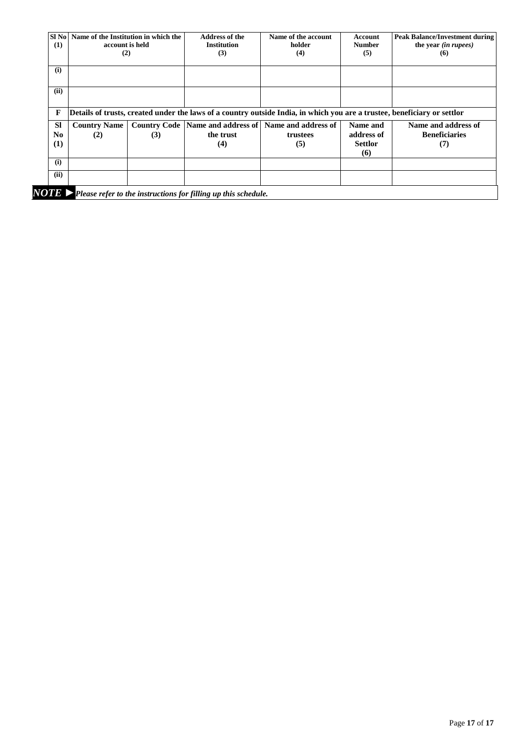| Sl No (1) | Name of the Institution in which the account is held (2) | Address of the Institution (3) | Name of the account holder (4) | Account Number (5) | Peak Balance/Investment during the year *(in rupees)* (6) |
|---|---|---|---|---|---|
| (i) | | | | | |
| (ii) | | | | | |

**F** **Details of trusts, created under the laws of a country outside India, in which you are a trustee, beneficiary or settlor**

| Sl No (1) | Country Name (2) | Country Code (3) | Name and address of the trust (4) | Name and address of trustees (5) | Name and address of Settlor (6) | Name and address of Beneficiaries (7) |
|---|---|---|---|---|---|---|
| (i) | | | | | | |
| (ii) | | | | | | |

***NOTE ►*** ***Please refer to the instructions for filling up this schedule.***